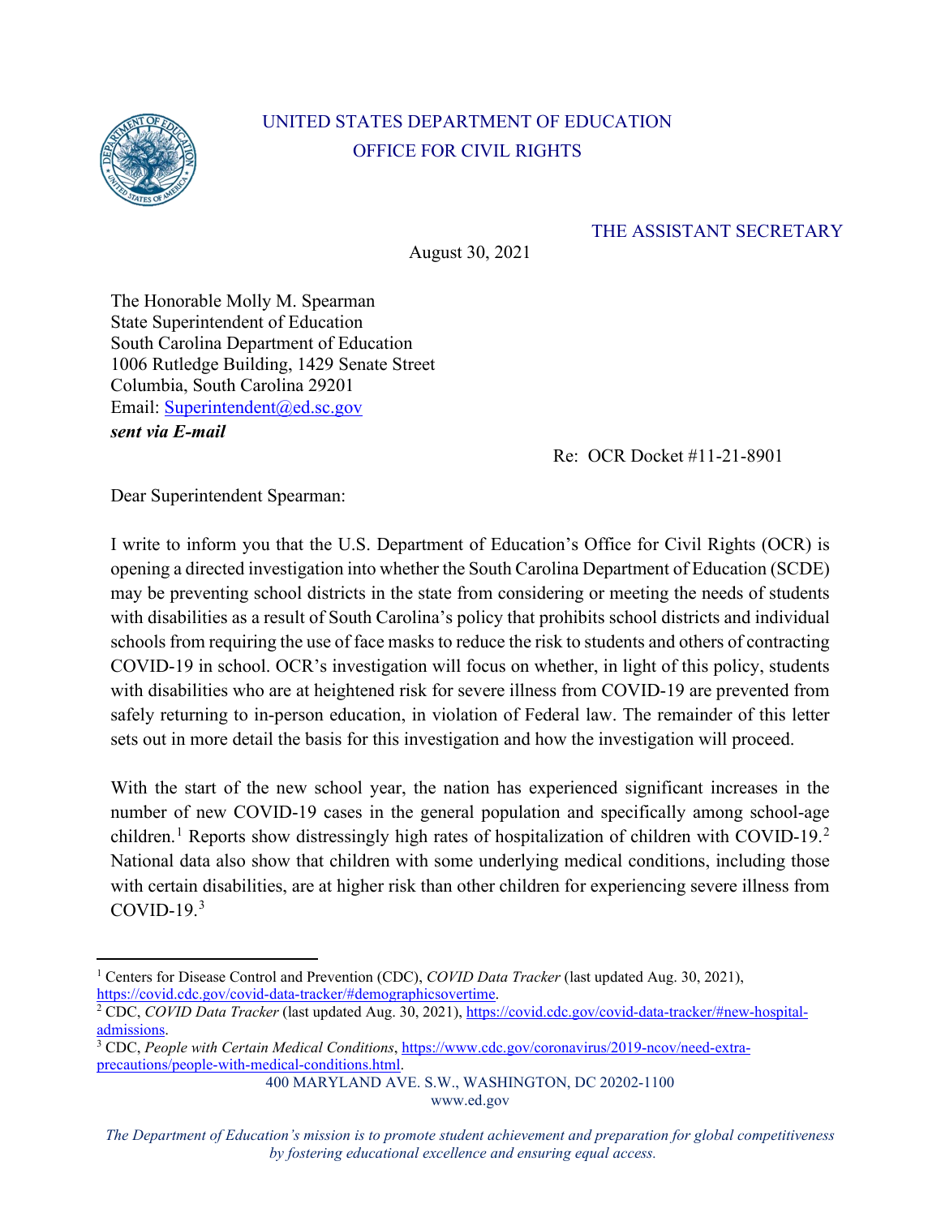# UNITED STATES DEPARTMENT OF EDUCATION
## OFFICE FOR CIVIL RIGHTS

THE ASSISTANT SECRETARY

August 30, 2021

The Honorable Molly M. Spearman
State Superintendent of Education
South Carolina Department of Education
1006 Rutledge Building, 1429 Senate Street
Columbia, South Carolina 29201
Email: Superintendent@ed.sc.gov
***sent via E-mail***

Re: OCR Docket #11-21-8901

Dear Superintendent Spearman:

I write to inform you that the U.S. Department of Education's Office for Civil Rights (OCR) is opening a directed investigation into whether the South Carolina Department of Education (SCDE) may be preventing school districts in the state from considering or meeting the needs of students with disabilities as a result of South Carolina's policy that prohibits school districts and individual schools from requiring the use of face masks to reduce the risk to students and others of contracting COVID-19 in school. OCR's investigation will focus on whether, in light of this policy, students with disabilities who are at heightened risk for severe illness from COVID-19 are prevented from safely returning to in-person education, in violation of Federal law. The remainder of this letter sets out in more detail the basis for this investigation and how the investigation will proceed.

With the start of the new school year, the nation has experienced significant increases in the number of new COVID-19 cases in the general population and specifically among school-age children.[1] Reports show distressingly high rates of hospitalization of children with COVID-19.[2] National data also show that children with some underlying medical conditions, including those with certain disabilities, are at higher risk than other children for experiencing severe illness from COVID-19.[3]

---

[1] Centers for Disease Control and Prevention (CDC), *COVID Data Tracker* (last updated Aug. 30, 2021), https://covid.cdc.gov/covid-data-tracker/#demographicsovertime.

[2] CDC, *COVID Data Tracker* (last updated Aug. 30, 2021), https://covid.cdc.gov/covid-data-tracker/#new-hospital-admissions.

[3] CDC, *People with Certain Medical Conditions*, https://www.cdc.gov/coronavirus/2019-ncov/need-extra-precautions/people-with-medical-conditions.html.

400 MARYLAND AVE. S.W., WASHINGTON, DC 20202-1100
www.ed.gov

*The Department of Education's mission is to promote student achievement and preparation for global competitiveness by fostering educational excellence and ensuring equal access.*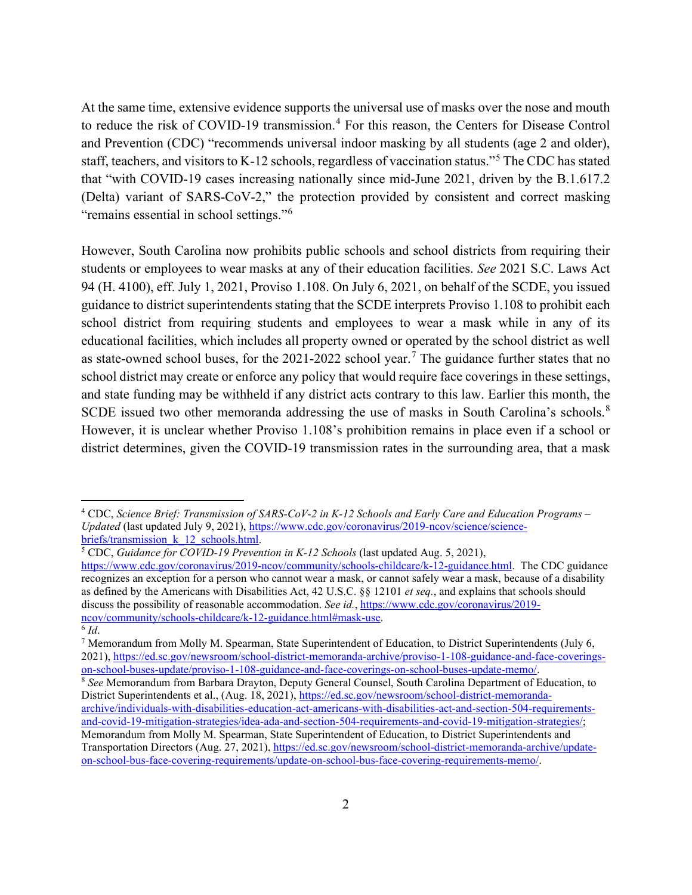At the same time, extensive evidence supports the universal use of masks over the nose and mouth to reduce the risk of COVID-19 transmission.[4] For this reason, the Centers for Disease Control and Prevention (CDC) "recommends universal indoor masking by all students (age 2 and older), staff, teachers, and visitors to K-12 schools, regardless of vaccination status."[5] The CDC has stated that "with COVID-19 cases increasing nationally since mid-June 2021, driven by the B.1.617.2 (Delta) variant of SARS-CoV-2," the protection provided by consistent and correct masking "remains essential in school settings."[6]

However, South Carolina now prohibits public schools and school districts from requiring their students or employees to wear masks at any of their education facilities. *See* 2021 S.C. Laws Act 94 (H. 4100), eff. July 1, 2021, Proviso 1.108. On July 6, 2021, on behalf of the SCDE, you issued guidance to district superintendents stating that the SCDE interprets Proviso 1.108 to prohibit each school district from requiring students and employees to wear a mask while in any of its educational facilities, which includes all property owned or operated by the school district as well as state-owned school buses, for the 2021-2022 school year.[7] The guidance further states that no school district may create or enforce any policy that would require face coverings in these settings, and state funding may be withheld if any district acts contrary to this law. Earlier this month, the SCDE issued two other memoranda addressing the use of masks in South Carolina's schools.[8] However, it is unclear whether Proviso 1.108's prohibition remains in place even if a school or district determines, given the COVID-19 transmission rates in the surrounding area, that a mask

---

[4] CDC, *Science Brief: Transmission of SARS-CoV-2 in K-12 Schools and Early Care and Education Programs – Updated* (last updated July 9, 2021), https://www.cdc.gov/coronavirus/2019-ncov/science/science-briefs/transmission_k_12_schools.html.

[5] CDC, *Guidance for COVID-19 Prevention in K-12 Schools* (last updated Aug. 5, 2021), https://www.cdc.gov/coronavirus/2019-ncov/community/schools-childcare/k-12-guidance.html. The CDC guidance recognizes an exception for a person who cannot wear a mask, or cannot safely wear a mask, because of a disability as defined by the Americans with Disabilities Act, 42 U.S.C. §§ 12101 *et seq.*, and explains that schools should discuss the possibility of reasonable accommodation. *See id.*, https://www.cdc.gov/coronavirus/2019-ncov/community/schools-childcare/k-12-guidance.html#mask-use.

[6] *Id*.

[7] Memorandum from Molly M. Spearman, State Superintendent of Education, to District Superintendents (July 6, 2021), https://ed.sc.gov/newsroom/school-district-memoranda-archive/proviso-1-108-guidance-and-face-coverings-on-school-buses-update/proviso-1-108-guidance-and-face-coverings-on-school-buses-update-memo/.

[8] *See* Memorandum from Barbara Drayton, Deputy General Counsel, South Carolina Department of Education, to District Superintendents et al., (Aug. 18, 2021), https://ed.sc.gov/newsroom/school-district-memoranda-archive/individuals-with-disabilities-education-act-americans-with-disabilities-act-and-section-504-requirements-and-covid-19-mitigation-strategies/idea-ada-and-section-504-requirements-and-covid-19-mitigation-strategies/; Memorandum from Molly M. Spearman, State Superintendent of Education, to District Superintendents and Transportation Directors (Aug. 27, 2021), https://ed.sc.gov/newsroom/school-district-memoranda-archive/update-on-school-bus-face-covering-requirements/update-on-school-bus-face-covering-requirements-memo/.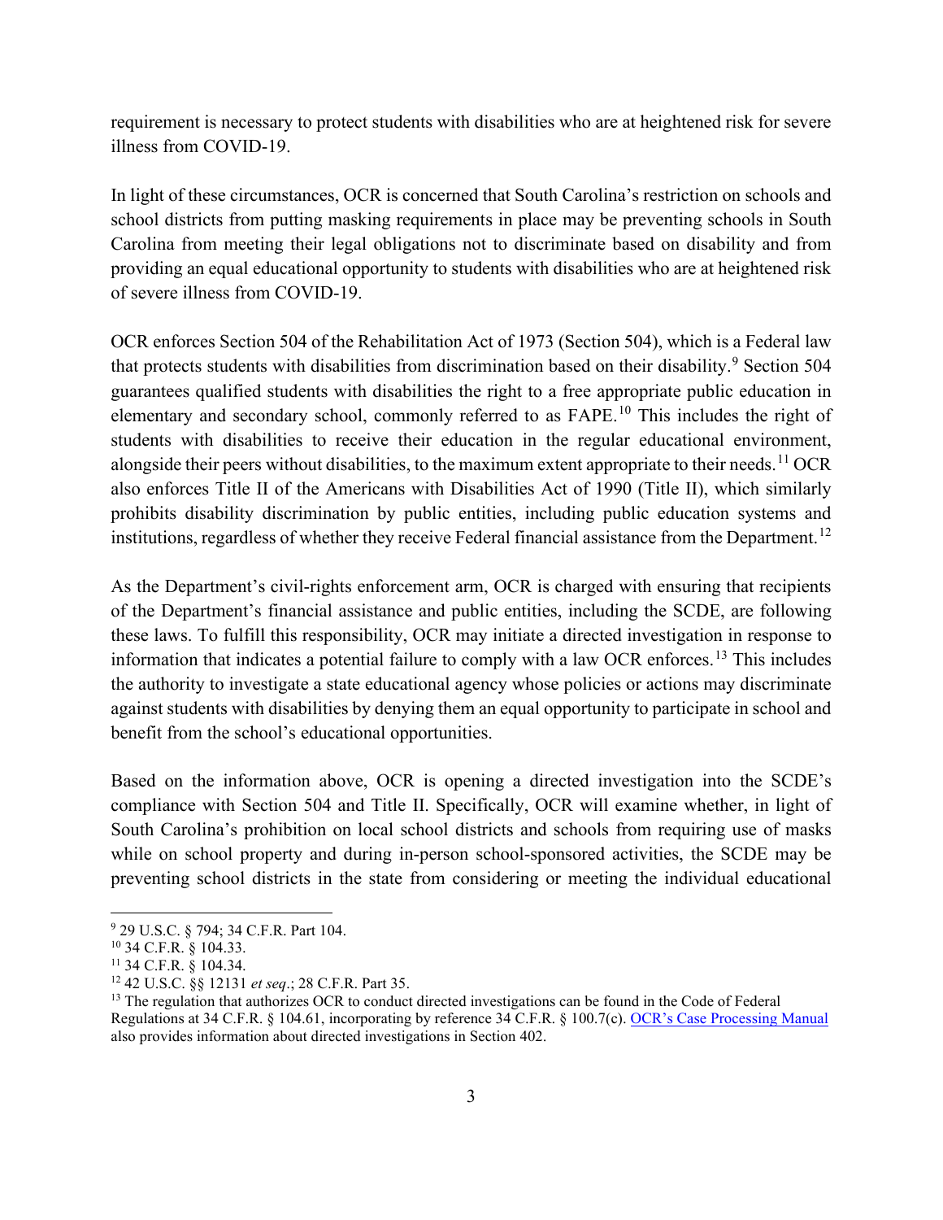requirement is necessary to protect students with disabilities who are at heightened risk for severe illness from COVID-19.

In light of these circumstances, OCR is concerned that South Carolina's restriction on schools and school districts from putting masking requirements in place may be preventing schools in South Carolina from meeting their legal obligations not to discriminate based on disability and from providing an equal educational opportunity to students with disabilities who are at heightened risk of severe illness from COVID-19.

OCR enforces Section 504 of the Rehabilitation Act of 1973 (Section 504), which is a Federal law that protects students with disabilities from discrimination based on their disability.[9] Section 504 guarantees qualified students with disabilities the right to a free appropriate public education in elementary and secondary school, commonly referred to as FAPE.[10] This includes the right of students with disabilities to receive their education in the regular educational environment, alongside their peers without disabilities, to the maximum extent appropriate to their needs.[11] OCR also enforces Title II of the Americans with Disabilities Act of 1990 (Title II), which similarly prohibits disability discrimination by public entities, including public education systems and institutions, regardless of whether they receive Federal financial assistance from the Department.[12]

As the Department's civil-rights enforcement arm, OCR is charged with ensuring that recipients of the Department's financial assistance and public entities, including the SCDE, are following these laws. To fulfill this responsibility, OCR may initiate a directed investigation in response to information that indicates a potential failure to comply with a law OCR enforces.[13] This includes the authority to investigate a state educational agency whose policies or actions may discriminate against students with disabilities by denying them an equal opportunity to participate in school and benefit from the school's educational opportunities.

Based on the information above, OCR is opening a directed investigation into the SCDE's compliance with Section 504 and Title II. Specifically, OCR will examine whether, in light of South Carolina's prohibition on local school districts and schools from requiring use of masks while on school property and during in-person school-sponsored activities, the SCDE may be preventing school districts in the state from considering or meeting the individual educational

---

[9] 29 U.S.C. § 794; 34 C.F.R. Part 104.

[10] 34 C.F.R. § 104.33.

[11] 34 C.F.R. § 104.34.

[12] 42 U.S.C. §§ 12131 *et seq*.; 28 C.F.R. Part 35.

[13] The regulation that authorizes OCR to conduct directed investigations can be found in the Code of Federal Regulations at 34 C.F.R. § 104.61, incorporating by reference 34 C.F.R. § 100.7(c). OCR's Case Processing Manual also provides information about directed investigations in Section 402.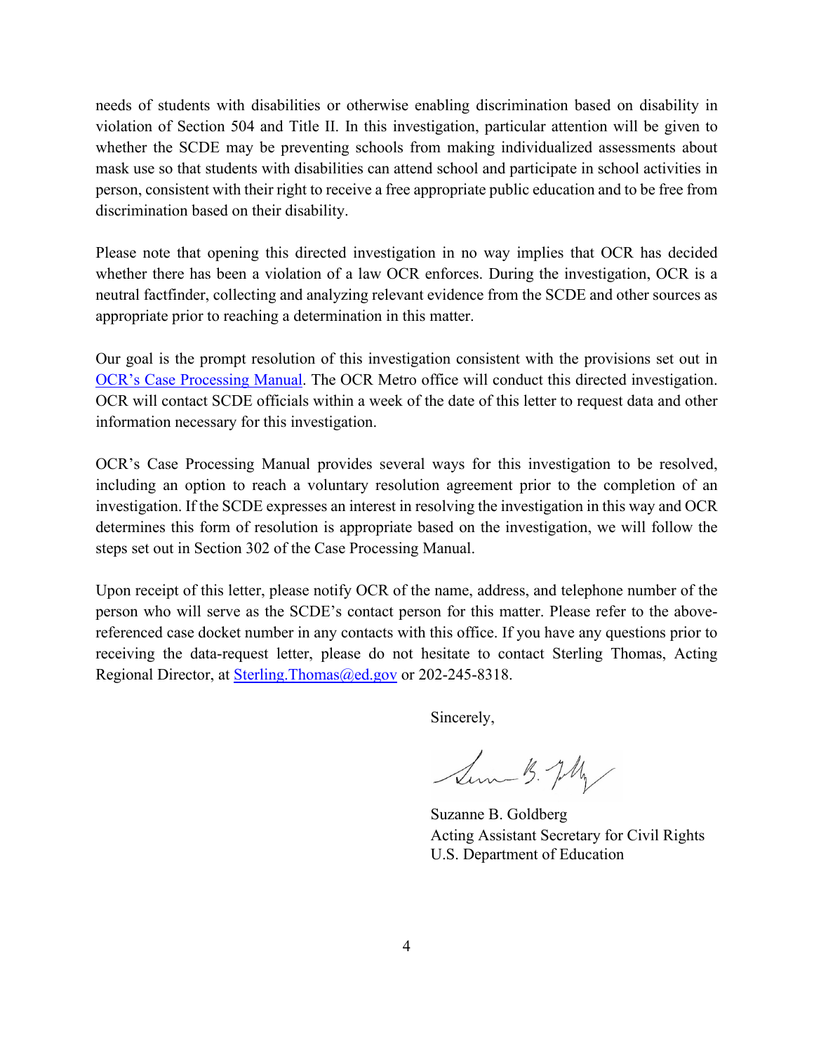needs of students with disabilities or otherwise enabling discrimination based on disability in violation of Section 504 and Title II. In this investigation, particular attention will be given to whether the SCDE may be preventing schools from making individualized assessments about mask use so that students with disabilities can attend school and participate in school activities in person, consistent with their right to receive a free appropriate public education and to be free from discrimination based on their disability.

Please note that opening this directed investigation in no way implies that OCR has decided whether there has been a violation of a law OCR enforces. During the investigation, OCR is a neutral factfinder, collecting and analyzing relevant evidence from the SCDE and other sources as appropriate prior to reaching a determination in this matter.

Our goal is the prompt resolution of this investigation consistent with the provisions set out in [OCR's Case Processing Manual](). The OCR Metro office will conduct this directed investigation. OCR will contact SCDE officials within a week of the date of this letter to request data and other information necessary for this investigation.

OCR's Case Processing Manual provides several ways for this investigation to be resolved, including an option to reach a voluntary resolution agreement prior to the completion of an investigation. If the SCDE expresses an interest in resolving the investigation in this way and OCR determines this form of resolution is appropriate based on the investigation, we will follow the steps set out in Section 302 of the Case Processing Manual.

Upon receipt of this letter, please notify OCR of the name, address, and telephone number of the person who will serve as the SCDE's contact person for this matter. Please refer to the above-referenced case docket number in any contacts with this office. If you have any questions prior to receiving the data-request letter, please do not hesitate to contact Sterling Thomas, Acting Regional Director, at Sterling.Thomas@ed.gov or 202-245-8318.

Sincerely,

Suzanne B. Goldberg
Acting Assistant Secretary for Civil Rights
U.S. Department of Education